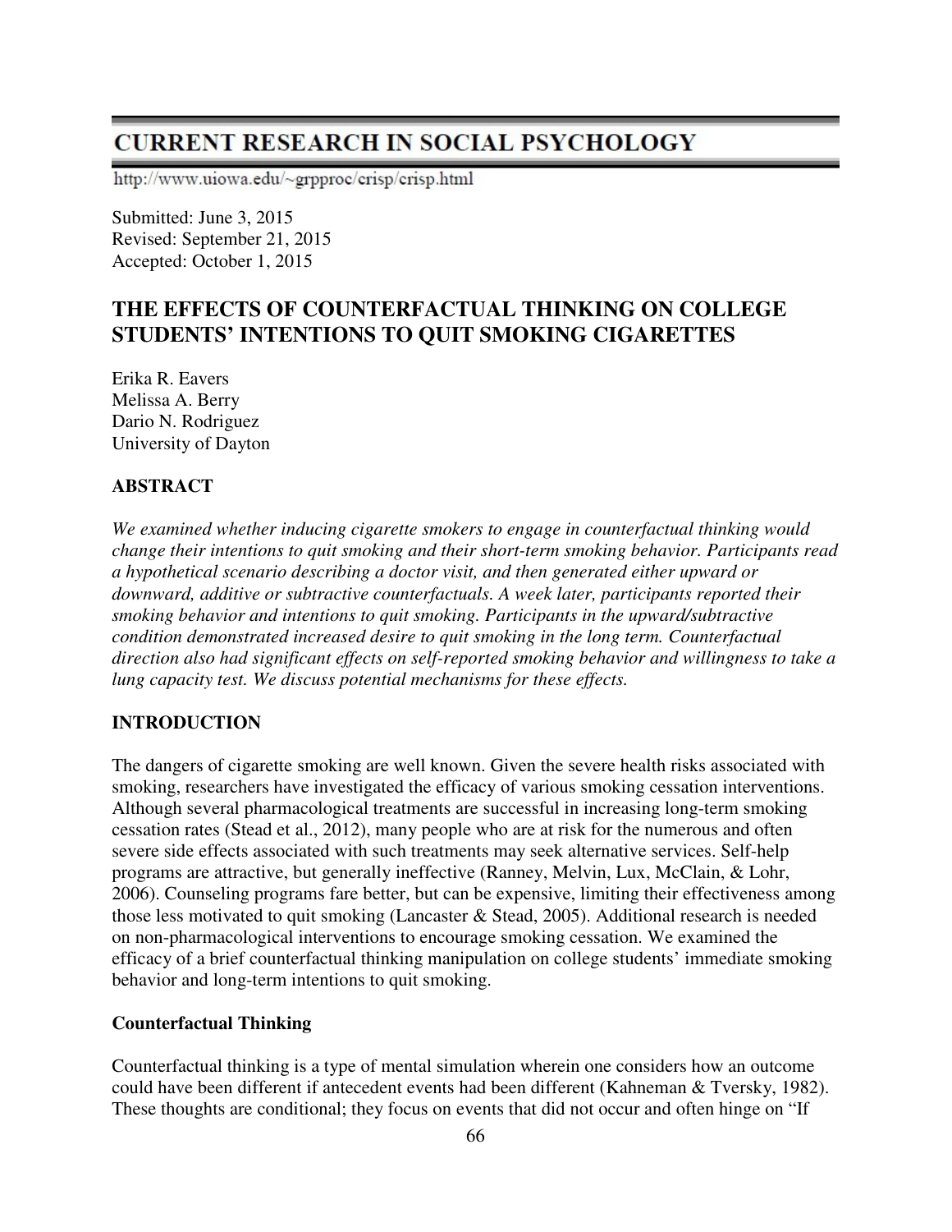# CURRENT RESEARCH IN SOCIAL PSYCHOLOGY

http://www.uiowa.edu/~grpproc/crisp/crisp.html

Submitted: June 3, 2015
Revised: September 21, 2015
Accepted: October 1, 2015

## THE EFFECTS OF COUNTERFACTUAL THINKING ON COLLEGE STUDENTS' INTENTIONS TO QUIT SMOKING CIGARETTES

Erika R. Eavers
Melissa A. Berry
Dario N. Rodriguez
University of Dayton

### ABSTRACT

*We examined whether inducing cigarette smokers to engage in counterfactual thinking would change their intentions to quit smoking and their short-term smoking behavior. Participants read a hypothetical scenario describing a doctor visit, and then generated either upward or downward, additive or subtractive counterfactuals. A week later, participants reported their smoking behavior and intentions to quit smoking. Participants in the upward/subtractive condition demonstrated increased desire to quit smoking in the long term. Counterfactual direction also had significant effects on self-reported smoking behavior and willingness to take a lung capacity test. We discuss potential mechanisms for these effects.*

### INTRODUCTION

The dangers of cigarette smoking are well known. Given the severe health risks associated with smoking, researchers have investigated the efficacy of various smoking cessation interventions. Although several pharmacological treatments are successful in increasing long-term smoking cessation rates (Stead et al., 2012), many people who are at risk for the numerous and often severe side effects associated with such treatments may seek alternative services. Self-help programs are attractive, but generally ineffective (Ranney, Melvin, Lux, McClain, & Lohr, 2006). Counseling programs fare better, but can be expensive, limiting their effectiveness among those less motivated to quit smoking (Lancaster & Stead, 2005). Additional research is needed on non-pharmacological interventions to encourage smoking cessation. We examined the efficacy of a brief counterfactual thinking manipulation on college students' immediate smoking behavior and long-term intentions to quit smoking.

#### Counterfactual Thinking

Counterfactual thinking is a type of mental simulation wherein one considers how an outcome could have been different if antecedent events had been different (Kahneman & Tversky, 1982). These thoughts are conditional; they focus on events that did not occur and often hinge on "If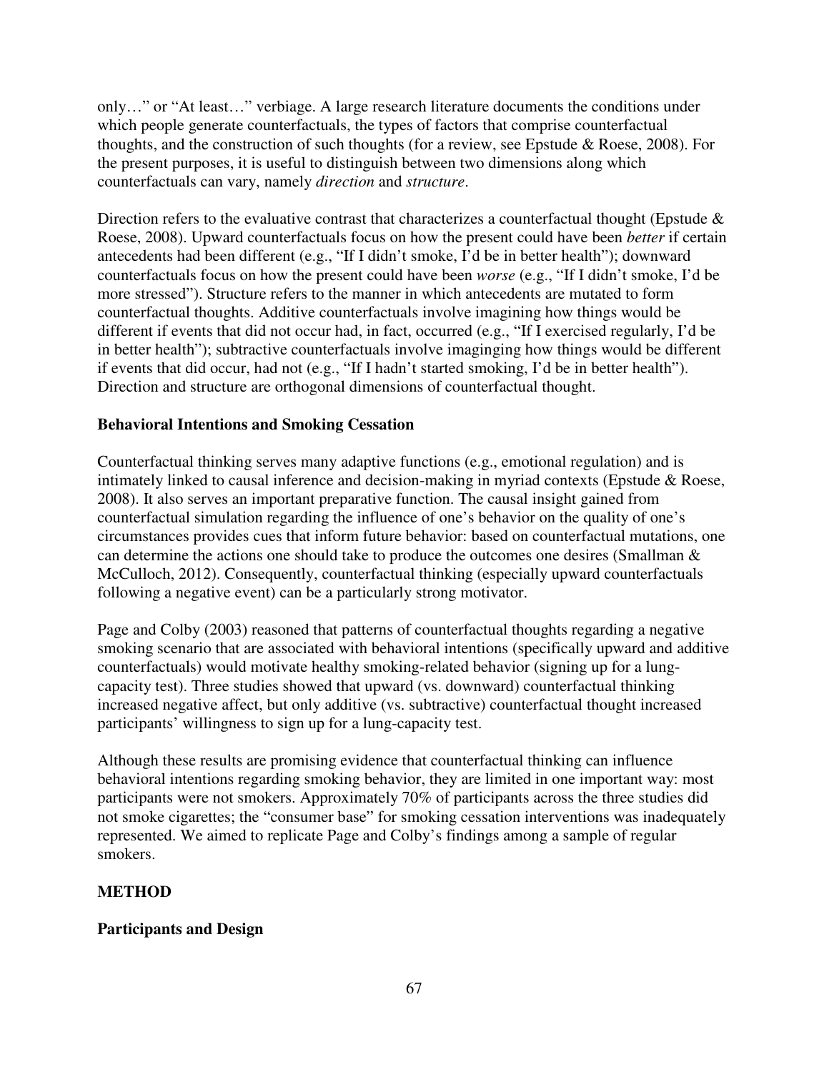only…" or "At least…" verbiage. A large research literature documents the conditions under which people generate counterfactuals, the types of factors that comprise counterfactual thoughts, and the construction of such thoughts (for a review, see Epstude & Roese, 2008). For the present purposes, it is useful to distinguish between two dimensions along which counterfactuals can vary, namely *direction* and *structure*.

Direction refers to the evaluative contrast that characterizes a counterfactual thought (Epstude & Roese, 2008). Upward counterfactuals focus on how the present could have been *better* if certain antecedents had been different (e.g., "If I didn't smoke, I'd be in better health"); downward counterfactuals focus on how the present could have been *worse* (e.g., "If I didn't smoke, I'd be more stressed"). Structure refers to the manner in which antecedents are mutated to form counterfactual thoughts. Additive counterfactuals involve imagining how things would be different if events that did not occur had, in fact, occurred (e.g., "If I exercised regularly, I'd be in better health"); subtractive counterfactuals involve imaginging how things would be different if events that did occur, had not (e.g., "If I hadn't started smoking, I'd be in better health"). Direction and structure are orthogonal dimensions of counterfactual thought.

### Behavioral Intentions and Smoking Cessation

Counterfactual thinking serves many adaptive functions (e.g., emotional regulation) and is intimately linked to causal inference and decision-making in myriad contexts (Epstude & Roese, 2008). It also serves an important preparative function. The causal insight gained from counterfactual simulation regarding the influence of one's behavior on the quality of one's circumstances provides cues that inform future behavior: based on counterfactual mutations, one can determine the actions one should take to produce the outcomes one desires (Smallman & McCulloch, 2012). Consequently, counterfactual thinking (especially upward counterfactuals following a negative event) can be a particularly strong motivator.

Page and Colby (2003) reasoned that patterns of counterfactual thoughts regarding a negative smoking scenario that are associated with behavioral intentions (specifically upward and additive counterfactuals) would motivate healthy smoking-related behavior (signing up for a lung-capacity test). Three studies showed that upward (vs. downward) counterfactual thinking increased negative affect, but only additive (vs. subtractive) counterfactual thought increased participants' willingness to sign up for a lung-capacity test.

Although these results are promising evidence that counterfactual thinking can influence behavioral intentions regarding smoking behavior, they are limited in one important way: most participants were not smokers. Approximately 70% of participants across the three studies did not smoke cigarettes; the "consumer base" for smoking cessation interventions was inadequately represented. We aimed to replicate Page and Colby's findings among a sample of regular smokers.

## METHOD

### Participants and Design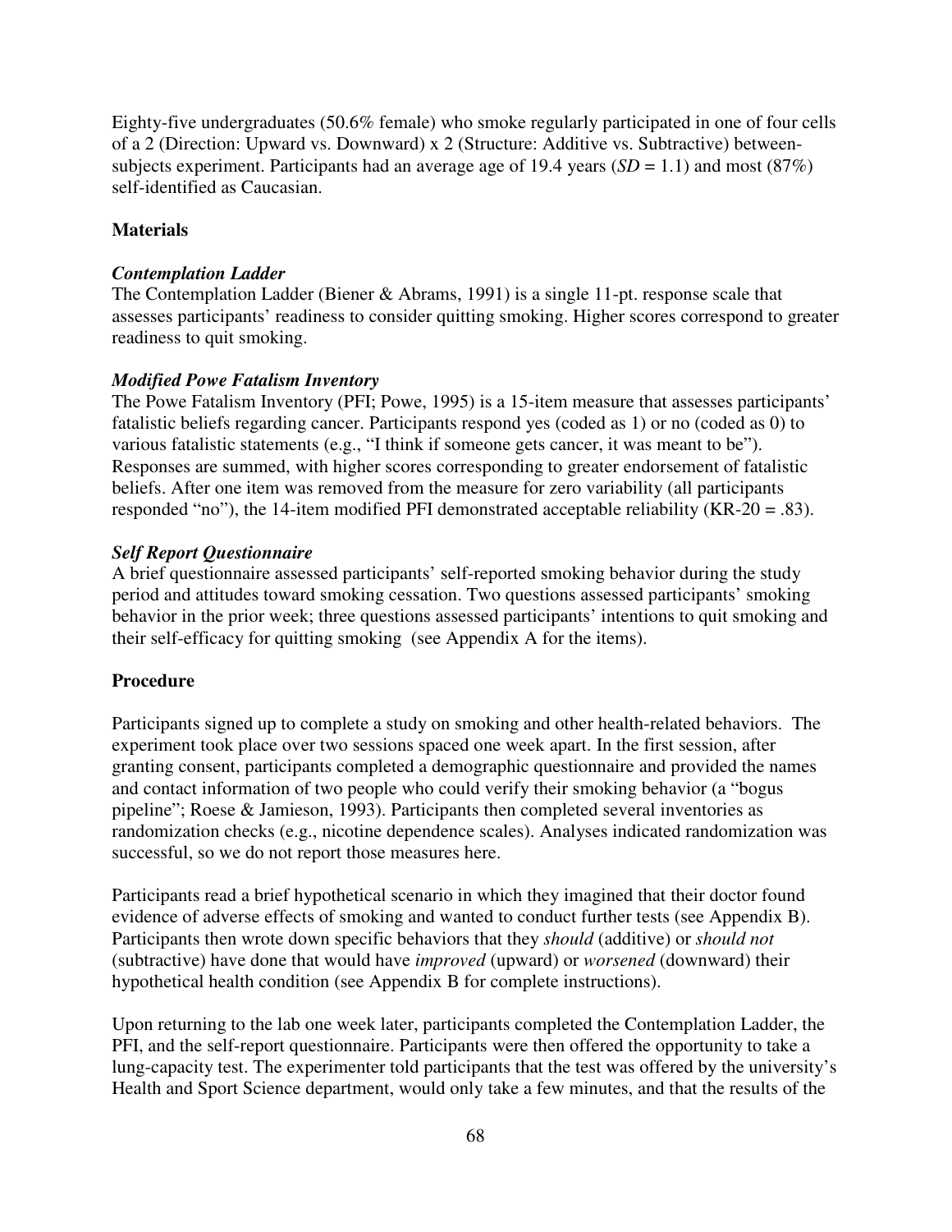Eighty-five undergraduates (50.6% female) who smoke regularly participated in one of four cells of a 2 (Direction: Upward vs. Downward) x 2 (Structure: Additive vs. Subtractive) between-subjects experiment. Participants had an average age of 19.4 years (*SD* = 1.1) and most (87%) self-identified as Caucasian.

## Materials

### *Contemplation Ladder*

The Contemplation Ladder (Biener & Abrams, 1991) is a single 11-pt. response scale that assesses participants' readiness to consider quitting smoking. Higher scores correspond to greater readiness to quit smoking.

### *Modified Powe Fatalism Inventory*

The Powe Fatalism Inventory (PFI; Powe, 1995) is a 15-item measure that assesses participants' fatalistic beliefs regarding cancer. Participants respond yes (coded as 1) or no (coded as 0) to various fatalistic statements (e.g., "I think if someone gets cancer, it was meant to be"). Responses are summed, with higher scores corresponding to greater endorsement of fatalistic beliefs. After one item was removed from the measure for zero variability (all participants responded "no"), the 14-item modified PFI demonstrated acceptable reliability (KR-20 = .83).

### *Self Report Questionnaire*

A brief questionnaire assessed participants' self-reported smoking behavior during the study period and attitudes toward smoking cessation. Two questions assessed participants' smoking behavior in the prior week; three questions assessed participants' intentions to quit smoking and their self-efficacy for quitting smoking (see Appendix A for the items).

## Procedure

Participants signed up to complete a study on smoking and other health-related behaviors. The experiment took place over two sessions spaced one week apart. In the first session, after granting consent, participants completed a demographic questionnaire and provided the names and contact information of two people who could verify their smoking behavior (a "bogus pipeline"; Roese & Jamieson, 1993). Participants then completed several inventories as randomization checks (e.g., nicotine dependence scales). Analyses indicated randomization was successful, so we do not report those measures here.

Participants read a brief hypothetical scenario in which they imagined that their doctor found evidence of adverse effects of smoking and wanted to conduct further tests (see Appendix B). Participants then wrote down specific behaviors that they *should* (additive) or *should not* (subtractive) have done that would have *improved* (upward) or *worsened* (downward) their hypothetical health condition (see Appendix B for complete instructions).

Upon returning to the lab one week later, participants completed the Contemplation Ladder, the PFI, and the self-report questionnaire. Participants were then offered the opportunity to take a lung-capacity test. The experimenter told participants that the test was offered by the university's Health and Sport Science department, would only take a few minutes, and that the results of the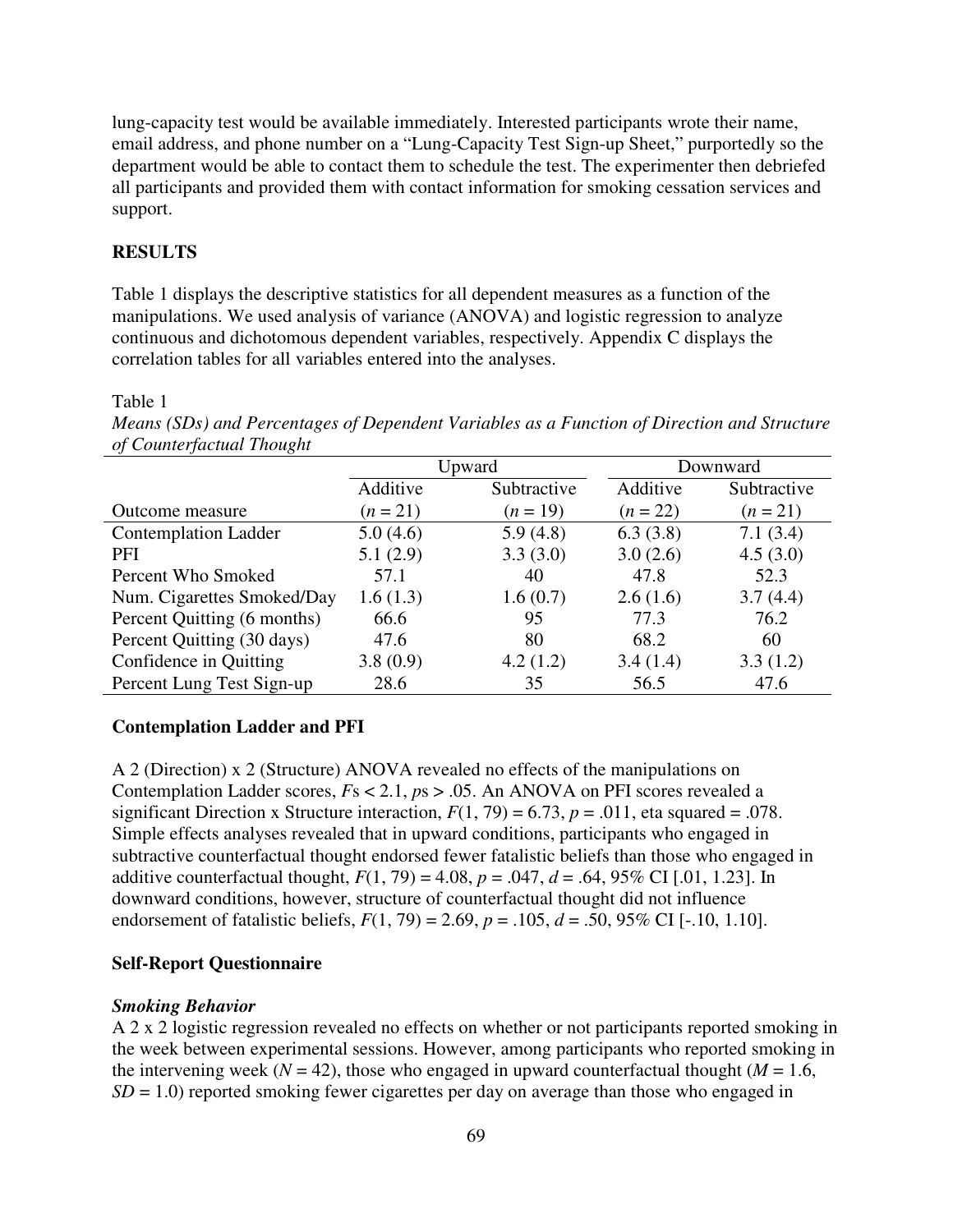lung-capacity test would be available immediately. Interested participants wrote their name, email address, and phone number on a "Lung-Capacity Test Sign-up Sheet," purportedly so the department would be able to contact them to schedule the test. The experimenter then debriefed all participants and provided them with contact information for smoking cessation services and support.

## RESULTS

Table 1 displays the descriptive statistics for all dependent measures as a function of the manipulations. We used analysis of variance (ANOVA) and logistic regression to analyze continuous and dichotomous dependent variables, respectively. Appendix C displays the correlation tables for all variables entered into the analyses.

Table 1

*Means (SDs) and Percentages of Dependent Variables as a Function of Direction and Structure of Counterfactual Thought*

| | Upward | | Downward | |
|---|---|---|---|---|
| | Additive | Subtractive | Additive | Subtractive |
| Outcome measure | ($n$ = 21) | ($n$ = 19) | ($n$ = 22) | ($n$ = 21) |
| Contemplation Ladder | 5.0 (4.6) | 5.9 (4.8) | 6.3 (3.8) | 7.1 (3.4) |
| PFI | 5.1 (2.9) | 3.3 (3.0) | 3.0 (2.6) | 4.5 (3.0) |
| Percent Who Smoked | 57.1 | 40 | 47.8 | 52.3 |
| Num. Cigarettes Smoked/Day | 1.6 (1.3) | 1.6 (0.7) | 2.6 (1.6) | 3.7 (4.4) |
| Percent Quitting (6 months) | 66.6 | 95 | 77.3 | 76.2 |
| Percent Quitting (30 days) | 47.6 | 80 | 68.2 | 60 |
| Confidence in Quitting | 3.8 (0.9) | 4.2 (1.2) | 3.4 (1.4) | 3.3 (1.2) |
| Percent Lung Test Sign-up | 28.6 | 35 | 56.5 | 47.6 |

### Contemplation Ladder and PFI

A 2 (Direction) x 2 (Structure) ANOVA revealed no effects of the manipulations on Contemplation Ladder scores, $F$s < 2.1, $p$s > .05. An ANOVA on PFI scores revealed a significant Direction x Structure interaction, $F(1, 79) = 6.73$, $p = .011$, eta squared = .078. Simple effects analyses revealed that in upward conditions, participants who engaged in subtractive counterfactual thought endorsed fewer fatalistic beliefs than those who engaged in additive counterfactual thought, $F(1, 79) = 4.08$, $p = .047$, $d = .64$, 95% CI [.01, 1.23]. In downward conditions, however, structure of counterfactual thought did not influence endorsement of fatalistic beliefs, $F(1, 79) = 2.69$, $p = .105$, $d = .50$, 95% CI [-.10, 1.10].

### Self-Report Questionnaire

#### *Smoking Behavior*

A 2 x 2 logistic regression revealed no effects on whether or not participants reported smoking in the week between experimental sessions. However, among participants who reported smoking in the intervening week ($N = 42$), those who engaged in upward counterfactual thought ($M = 1.6$, $SD = 1.0$) reported smoking fewer cigarettes per day on average than those who engaged in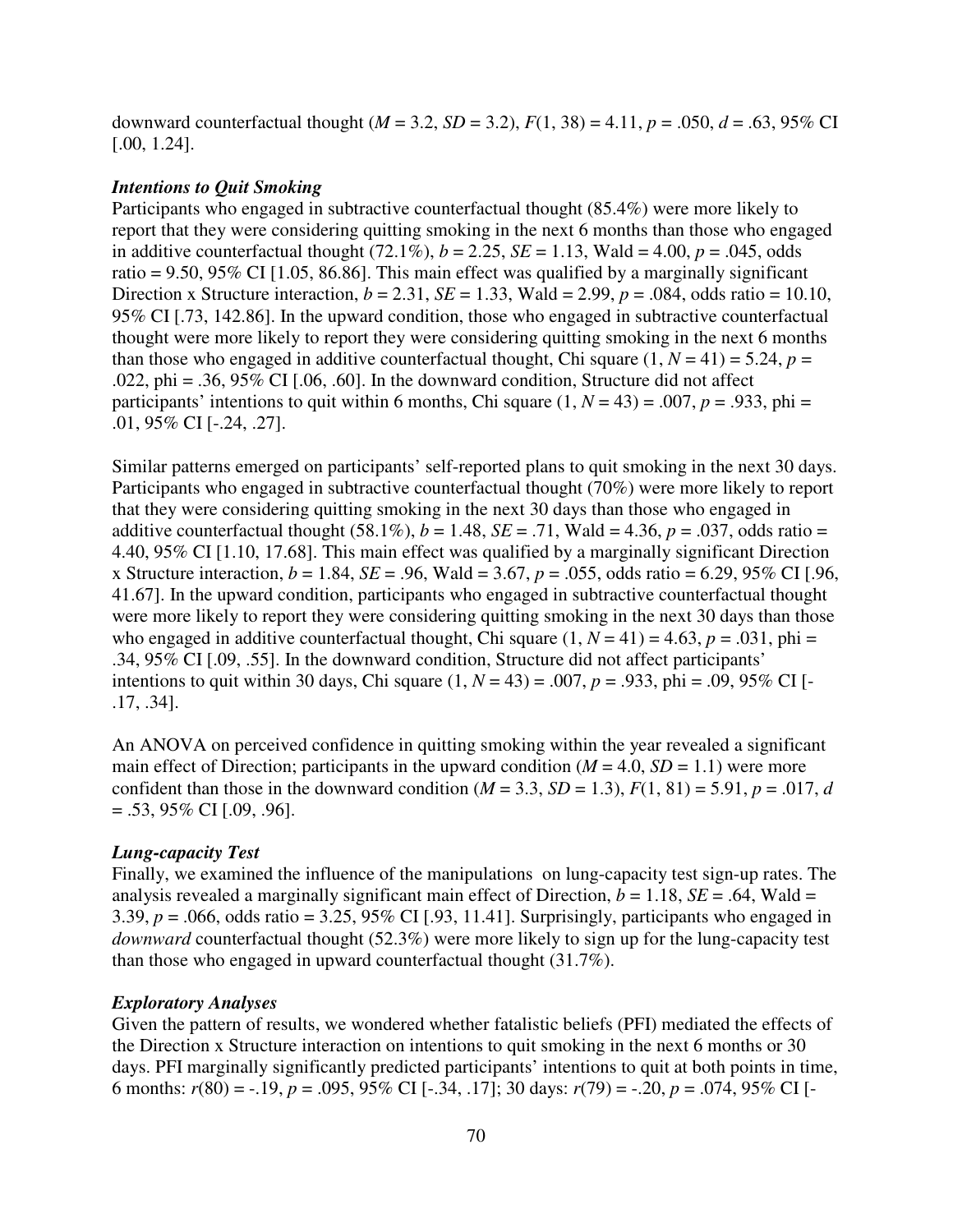downward counterfactual thought ($M$ = 3.2, $SD$ = 3.2), $F(1, 38)$ = 4.11, $p$ = .050, $d$ = .63, 95% CI [.00, 1.24].

### *Intentions to Quit Smoking*

Participants who engaged in subtractive counterfactual thought (85.4%) were more likely to report that they were considering quitting smoking in the next 6 months than those who engaged in additive counterfactual thought (72.1%), $b$ = 2.25, $SE$ = 1.13, Wald = 4.00, $p$ = .045, odds ratio = 9.50, 95% CI [1.05, 86.86]. This main effect was qualified by a marginally significant Direction x Structure interaction, $b$ = 2.31, $SE$ = 1.33, Wald = 2.99, $p$ = .084, odds ratio = 10.10, 95% CI [.73, 142.86]. In the upward condition, those who engaged in subtractive counterfactual thought were more likely to report they were considering quitting smoking in the next 6 months than those who engaged in additive counterfactual thought, Chi square (1, $N$ = 41) = 5.24, $p$ = .022, phi = .36, 95% CI [.06, .60]. In the downward condition, Structure did not affect participants' intentions to quit within 6 months, Chi square (1, $N$ = 43) = .007, $p$ = .933, phi = .01, 95% CI [-.24, .27].

Similar patterns emerged on participants' self-reported plans to quit smoking in the next 30 days. Participants who engaged in subtractive counterfactual thought (70%) were more likely to report that they were considering quitting smoking in the next 30 days than those who engaged in additive counterfactual thought (58.1%), $b$ = 1.48, $SE$ = .71, Wald = 4.36, $p$ = .037, odds ratio = 4.40, 95% CI [1.10, 17.68]. This main effect was qualified by a marginally significant Direction x Structure interaction, $b$ = 1.84, $SE$ = .96, Wald = 3.67, $p$ = .055, odds ratio = 6.29, 95% CI [.96, 41.67]. In the upward condition, participants who engaged in subtractive counterfactual thought were more likely to report they were considering quitting smoking in the next 30 days than those who engaged in additive counterfactual thought, Chi square (1, $N$ = 41) = 4.63, $p$ = .031, phi = .34, 95% CI [.09, .55]. In the downward condition, Structure did not affect participants' intentions to quit within 30 days, Chi square (1, $N$ = 43) = .007, $p$ = .933, phi = .09, 95% CI [-.17, .34].

An ANOVA on perceived confidence in quitting smoking within the year revealed a significant main effect of Direction; participants in the upward condition ($M$ = 4.0, $SD$ = 1.1) were more confident than those in the downward condition ($M$ = 3.3, $SD$ = 1.3), $F(1, 81)$ = 5.91, $p$ = .017, $d$ = .53, 95% CI [.09, .96].

### *Lung-capacity Test*

Finally, we examined the influence of the manipulations on lung-capacity test sign-up rates. The analysis revealed a marginally significant main effect of Direction, $b$ = 1.18, $SE$ = .64, Wald = 3.39, $p$ = .066, odds ratio = 3.25, 95% CI [.93, 11.41]. Surprisingly, participants who engaged in *downward* counterfactual thought (52.3%) were more likely to sign up for the lung-capacity test than those who engaged in upward counterfactual thought (31.7%).

### *Exploratory Analyses*

Given the pattern of results, we wondered whether fatalistic beliefs (PFI) mediated the effects of the Direction x Structure interaction on intentions to quit smoking in the next 6 months or 30 days. PFI marginally significantly predicted participants' intentions to quit at both points in time, 6 months: $r(80)$ = -.19, $p$ = .095, 95% CI [-.34, .17]; 30 days: $r(79)$ = -.20, $p$ = .074, 95% CI [-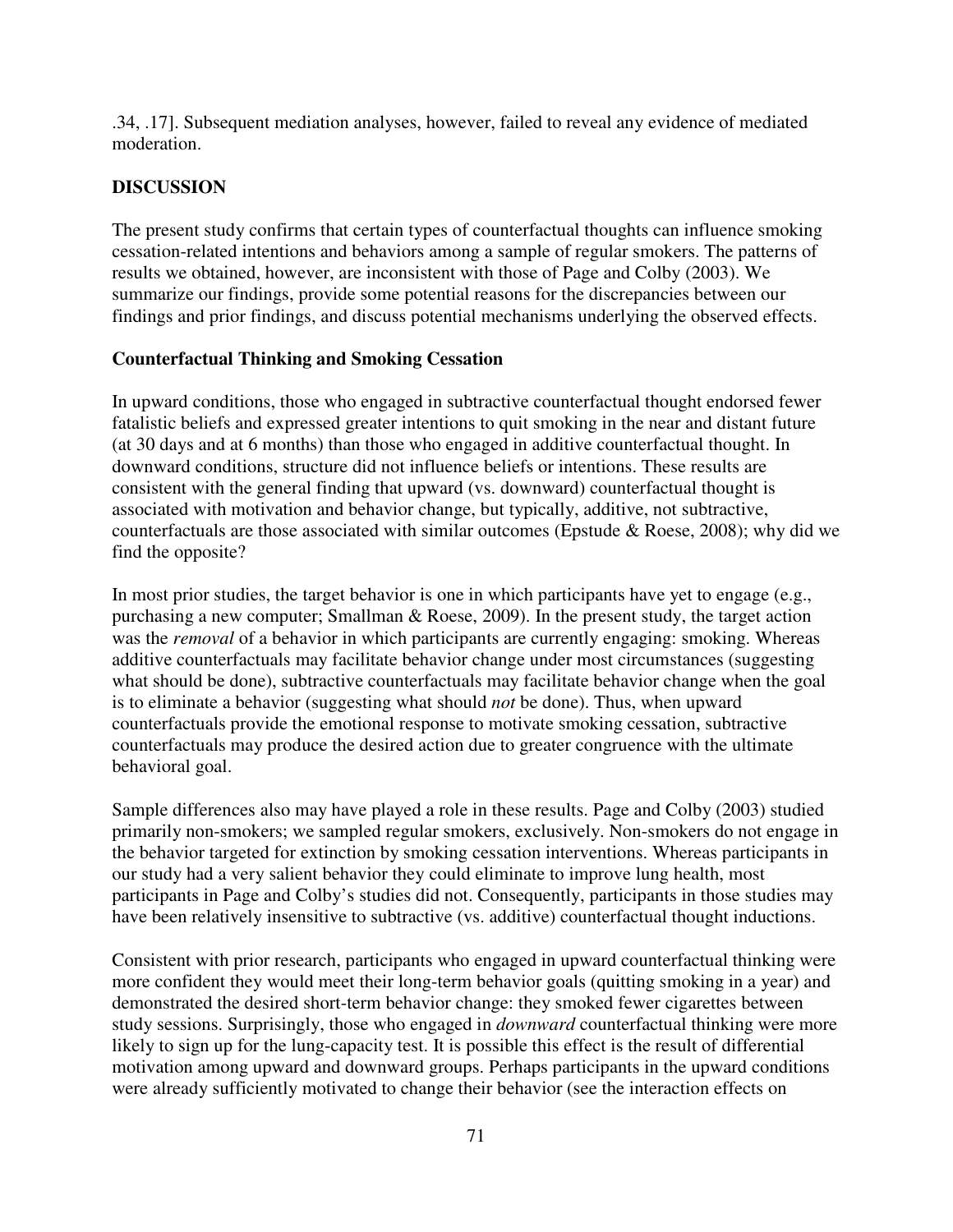.34, .17]. Subsequent mediation analyses, however, failed to reveal any evidence of mediated moderation.

## DISCUSSION

The present study confirms that certain types of counterfactual thoughts can influence smoking cessation-related intentions and behaviors among a sample of regular smokers. The patterns of results we obtained, however, are inconsistent with those of Page and Colby (2003). We summarize our findings, provide some potential reasons for the discrepancies between our findings and prior findings, and discuss potential mechanisms underlying the observed effects.

### Counterfactual Thinking and Smoking Cessation

In upward conditions, those who engaged in subtractive counterfactual thought endorsed fewer fatalistic beliefs and expressed greater intentions to quit smoking in the near and distant future (at 30 days and at 6 months) than those who engaged in additive counterfactual thought. In downward conditions, structure did not influence beliefs or intentions. These results are consistent with the general finding that upward (vs. downward) counterfactual thought is associated with motivation and behavior change, but typically, additive, not subtractive, counterfactuals are those associated with similar outcomes (Epstude & Roese, 2008); why did we find the opposite?

In most prior studies, the target behavior is one in which participants have yet to engage (e.g., purchasing a new computer; Smallman & Roese, 2009). In the present study, the target action was the *removal* of a behavior in which participants are currently engaging: smoking. Whereas additive counterfactuals may facilitate behavior change under most circumstances (suggesting what should be done), subtractive counterfactuals may facilitate behavior change when the goal is to eliminate a behavior (suggesting what should *not* be done). Thus, when upward counterfactuals provide the emotional response to motivate smoking cessation, subtractive counterfactuals may produce the desired action due to greater congruence with the ultimate behavioral goal.

Sample differences also may have played a role in these results. Page and Colby (2003) studied primarily non-smokers; we sampled regular smokers, exclusively. Non-smokers do not engage in the behavior targeted for extinction by smoking cessation interventions. Whereas participants in our study had a very salient behavior they could eliminate to improve lung health, most participants in Page and Colby's studies did not. Consequently, participants in those studies may have been relatively insensitive to subtractive (vs. additive) counterfactual thought inductions.

Consistent with prior research, participants who engaged in upward counterfactual thinking were more confident they would meet their long-term behavior goals (quitting smoking in a year) and demonstrated the desired short-term behavior change: they smoked fewer cigarettes between study sessions. Surprisingly, those who engaged in *downward* counterfactual thinking were more likely to sign up for the lung-capacity test. It is possible this effect is the result of differential motivation among upward and downward groups. Perhaps participants in the upward conditions were already sufficiently motivated to change their behavior (see the interaction effects on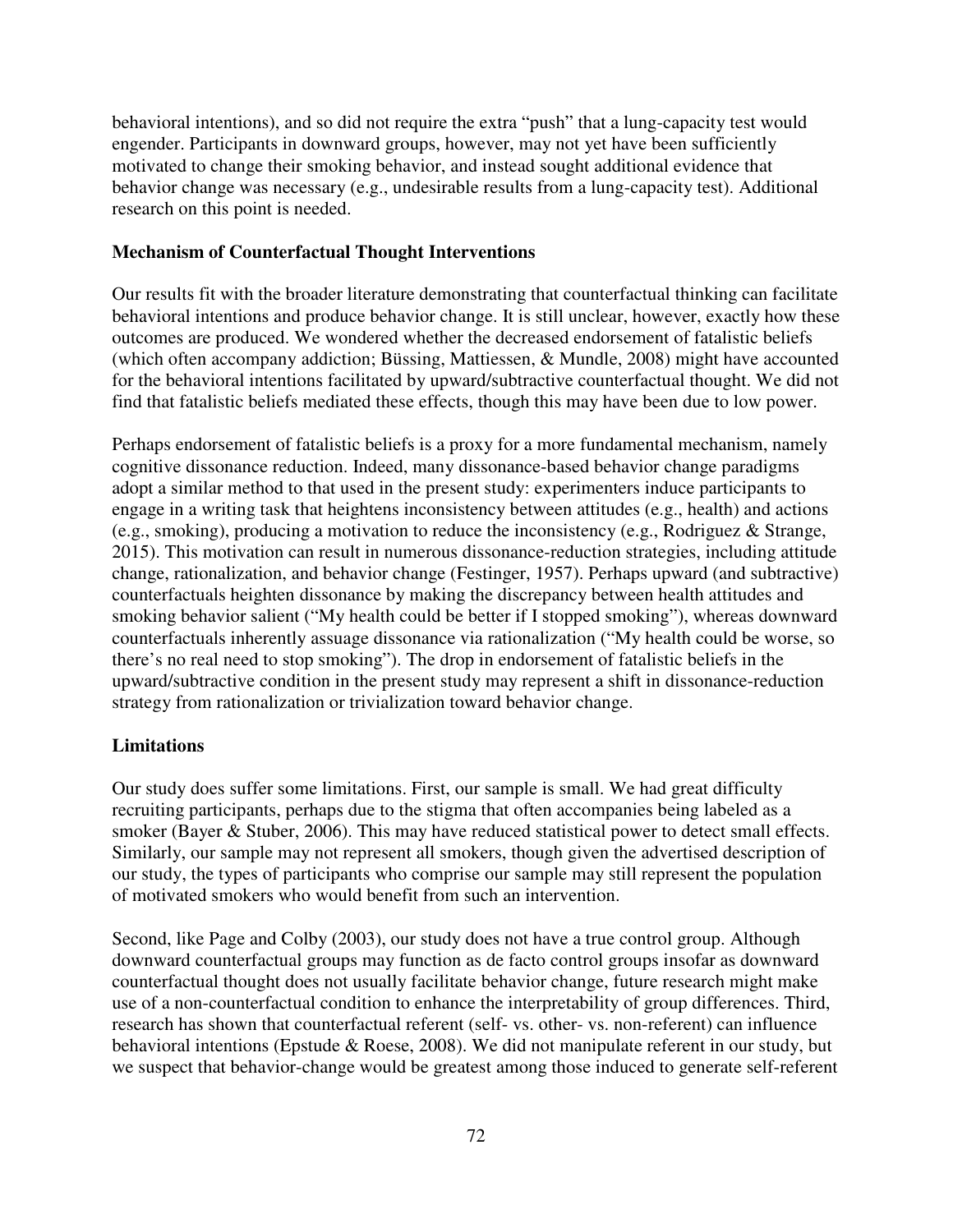behavioral intentions), and so did not require the extra "push" that a lung-capacity test would engender. Participants in downward groups, however, may not yet have been sufficiently motivated to change their smoking behavior, and instead sought additional evidence that behavior change was necessary (e.g., undesirable results from a lung-capacity test). Additional research on this point is needed.

**Mechanism of Counterfactual Thought Interventions**

Our results fit with the broader literature demonstrating that counterfactual thinking can facilitate behavioral intentions and produce behavior change. It is still unclear, however, exactly how these outcomes are produced. We wondered whether the decreased endorsement of fatalistic beliefs (which often accompany addiction; Büssing, Mattiessen, & Mundle, 2008) might have accounted for the behavioral intentions facilitated by upward/subtractive counterfactual thought. We did not find that fatalistic beliefs mediated these effects, though this may have been due to low power.

Perhaps endorsement of fatalistic beliefs is a proxy for a more fundamental mechanism, namely cognitive dissonance reduction. Indeed, many dissonance-based behavior change paradigms adopt a similar method to that used in the present study: experimenters induce participants to engage in a writing task that heightens inconsistency between attitudes (e.g., health) and actions (e.g., smoking), producing a motivation to reduce the inconsistency (e.g., Rodriguez & Strange, 2015). This motivation can result in numerous dissonance-reduction strategies, including attitude change, rationalization, and behavior change (Festinger, 1957). Perhaps upward (and subtractive) counterfactuals heighten dissonance by making the discrepancy between health attitudes and smoking behavior salient ("My health could be better if I stopped smoking"), whereas downward counterfactuals inherently assuage dissonance via rationalization ("My health could be worse, so there's no real need to stop smoking"). The drop in endorsement of fatalistic beliefs in the upward/subtractive condition in the present study may represent a shift in dissonance-reduction strategy from rationalization or trivialization toward behavior change.

**Limitations**

Our study does suffer some limitations. First, our sample is small. We had great difficulty recruiting participants, perhaps due to the stigma that often accompanies being labeled as a smoker (Bayer & Stuber, 2006). This may have reduced statistical power to detect small effects. Similarly, our sample may not represent all smokers, though given the advertised description of our study, the types of participants who comprise our sample may still represent the population of motivated smokers who would benefit from such an intervention.

Second, like Page and Colby (2003), our study does not have a true control group. Although downward counterfactual groups may function as de facto control groups insofar as downward counterfactual thought does not usually facilitate behavior change, future research might make use of a non-counterfactual condition to enhance the interpretability of group differences. Third, research has shown that counterfactual referent (self- vs. other- vs. non-referent) can influence behavioral intentions (Epstude & Roese, 2008). We did not manipulate referent in our study, but we suspect that behavior-change would be greatest among those induced to generate self-referent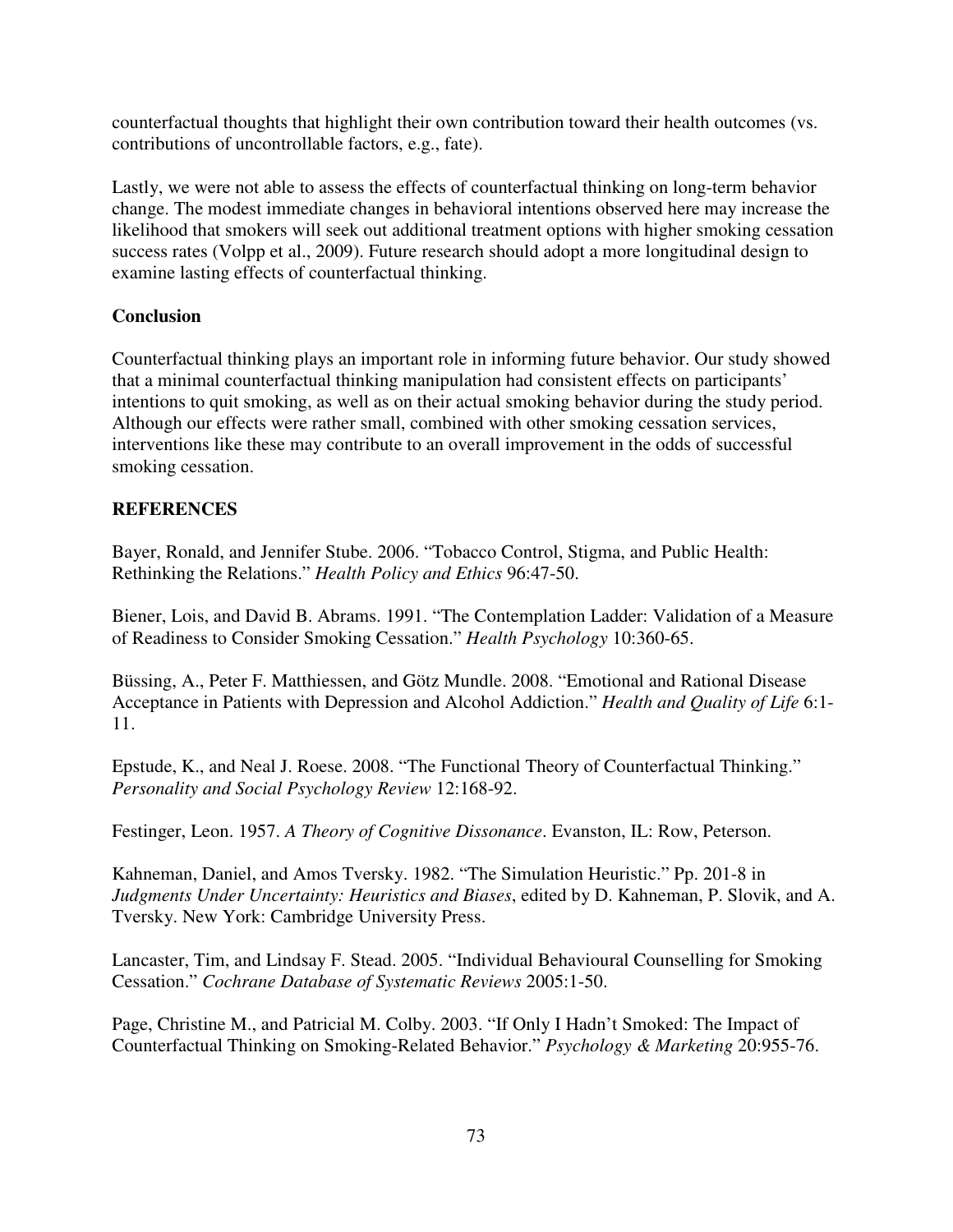counterfactual thoughts that highlight their own contribution toward their health outcomes (vs. contributions of uncontrollable factors, e.g., fate).

Lastly, we were not able to assess the effects of counterfactual thinking on long-term behavior change. The modest immediate changes in behavioral intentions observed here may increase the likelihood that smokers will seek out additional treatment options with higher smoking cessation success rates (Volpp et al., 2009). Future research should adopt a more longitudinal design to examine lasting effects of counterfactual thinking.

**Conclusion**

Counterfactual thinking plays an important role in informing future behavior. Our study showed that a minimal counterfactual thinking manipulation had consistent effects on participants' intentions to quit smoking, as well as on their actual smoking behavior during the study period. Although our effects were rather small, combined with other smoking cessation services, interventions like these may contribute to an overall improvement in the odds of successful smoking cessation.

## REFERENCES

Bayer, Ronald, and Jennifer Stube. 2006. "Tobacco Control, Stigma, and Public Health: Rethinking the Relations." *Health Policy and Ethics* 96:47-50.

Biener, Lois, and David B. Abrams. 1991. "The Contemplation Ladder: Validation of a Measure of Readiness to Consider Smoking Cessation." *Health Psychology* 10:360-65.

Büssing, A., Peter F. Matthiessen, and Götz Mundle. 2008. "Emotional and Rational Disease Acceptance in Patients with Depression and Alcohol Addiction." *Health and Quality of Life* 6:1-11.

Epstude, K., and Neal J. Roese. 2008. "The Functional Theory of Counterfactual Thinking." *Personality and Social Psychology Review* 12:168-92.

Festinger, Leon. 1957. *A Theory of Cognitive Dissonance*. Evanston, IL: Row, Peterson.

Kahneman, Daniel, and Amos Tversky. 1982. "The Simulation Heuristic." Pp. 201-8 in *Judgments Under Uncertainty: Heuristics and Biases*, edited by D. Kahneman, P. Slovik, and A. Tversky. New York: Cambridge University Press.

Lancaster, Tim, and Lindsay F. Stead. 2005. "Individual Behavioural Counselling for Smoking Cessation." *Cochrane Database of Systematic Reviews* 2005:1-50.

Page, Christine M., and Patricial M. Colby. 2003. "If Only I Hadn't Smoked: The Impact of Counterfactual Thinking on Smoking-Related Behavior." *Psychology & Marketing* 20:955-76.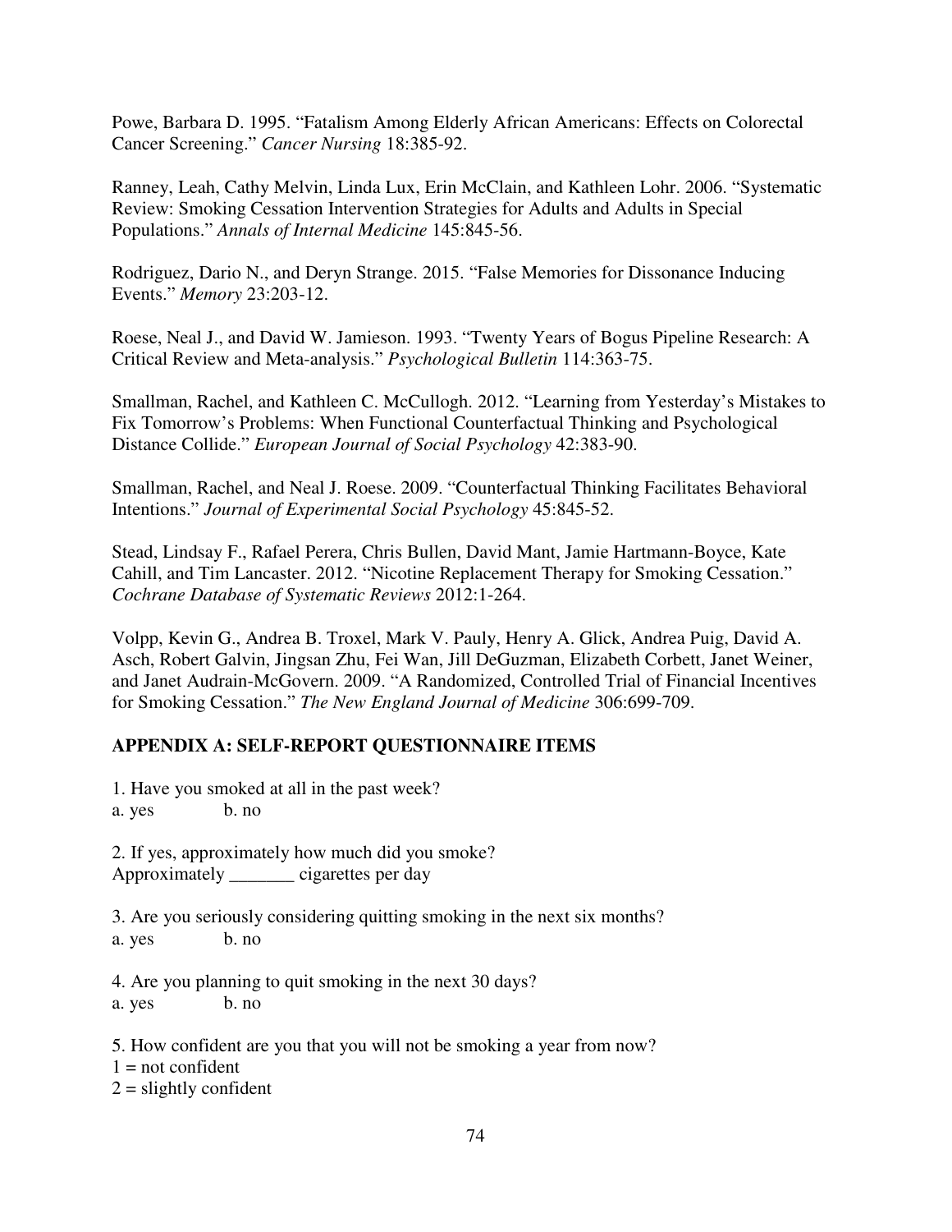Powe, Barbara D. 1995. “Fatalism Among Elderly African Americans: Effects on Colorectal Cancer Screening.” *Cancer Nursing* 18:385-92.

Ranney, Leah, Cathy Melvin, Linda Lux, Erin McClain, and Kathleen Lohr. 2006. “Systematic Review: Smoking Cessation Intervention Strategies for Adults and Adults in Special Populations.” *Annals of Internal Medicine* 145:845-56.

Rodriguez, Dario N., and Deryn Strange. 2015. “False Memories for Dissonance Inducing Events.” *Memory* 23:203-12.

Roese, Neal J., and David W. Jamieson. 1993. “Twenty Years of Bogus Pipeline Research: A Critical Review and Meta-analysis.” *Psychological Bulletin* 114:363-75.

Smallman, Rachel, and Kathleen C. McCullogh. 2012. “Learning from Yesterday’s Mistakes to Fix Tomorrow’s Problems: When Functional Counterfactual Thinking and Psychological Distance Collide.” *European Journal of Social Psychology* 42:383-90.

Smallman, Rachel, and Neal J. Roese. 2009. “Counterfactual Thinking Facilitates Behavioral Intentions.” *Journal of Experimental Social Psychology* 45:845-52.

Stead, Lindsay F., Rafael Perera, Chris Bullen, David Mant, Jamie Hartmann-Boyce, Kate Cahill, and Tim Lancaster. 2012. “Nicotine Replacement Therapy for Smoking Cessation.” *Cochrane Database of Systematic Reviews* 2012:1-264.

Volpp, Kevin G., Andrea B. Troxel, Mark V. Pauly, Henry A. Glick, Andrea Puig, David A. Asch, Robert Galvin, Jingsan Zhu, Fei Wan, Jill DeGuzman, Elizabeth Corbett, Janet Weiner, and Janet Audrain-McGovern. 2009. “A Randomized, Controlled Trial of Financial Incentives for Smoking Cessation.” *The New England Journal of Medicine* 306:699-709.

## APPENDIX A: SELF-REPORT QUESTIONNAIRE ITEMS

1. Have you smoked at all in the past week?
a. yes b. no

2. If yes, approximately how much did you smoke?
Approximately _______ cigarettes per day

3. Are you seriously considering quitting smoking in the next six months?
a. yes b. no

4. Are you planning to quit smoking in the next 30 days?
a. yes b. no

5. How confident are you that you will not be smoking a year from now?
1 = not confident
2 = slightly confident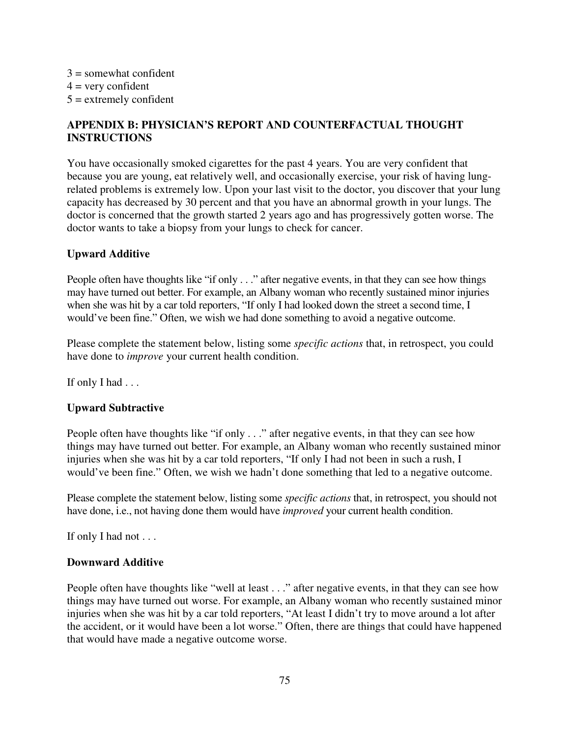3 = somewhat confident
4 = very confident
5 = extremely confident

## APPENDIX B: PHYSICIAN'S REPORT AND COUNTERFACTUAL THOUGHT INSTRUCTIONS

You have occasionally smoked cigarettes for the past 4 years. You are very confident that because you are young, eat relatively well, and occasionally exercise, your risk of having lung-related problems is extremely low. Upon your last visit to the doctor, you discover that your lung capacity has decreased by 30 percent and that you have an abnormal growth in your lungs. The doctor is concerned that the growth started 2 years ago and has progressively gotten worse. The doctor wants to take a biopsy from your lungs to check for cancer.

### Upward Additive

People often have thoughts like "if only . . ." after negative events, in that they can see how things may have turned out better. For example, an Albany woman who recently sustained minor injuries when she was hit by a car told reporters, "If only I had looked down the street a second time, I would've been fine." Often, we wish we had done something to avoid a negative outcome.

Please complete the statement below, listing some *specific actions* that, in retrospect, you could have done to *improve* your current health condition.

If only I had . . .

### Upward Subtractive

People often have thoughts like "if only . . ." after negative events, in that they can see how things may have turned out better. For example, an Albany woman who recently sustained minor injuries when she was hit by a car told reporters, "If only I had not been in such a rush, I would've been fine." Often, we wish we hadn't done something that led to a negative outcome.

Please complete the statement below, listing some *specific actions* that, in retrospect, you should not have done, i.e., not having done them would have *improved* your current health condition.

If only I had not . . .

### Downward Additive

People often have thoughts like "well at least . . ." after negative events, in that they can see how things may have turned out worse. For example, an Albany woman who recently sustained minor injuries when she was hit by a car told reporters, "At least I didn't try to move around a lot after the accident, or it would have been a lot worse." Often, there are things that could have happened that would have made a negative outcome worse.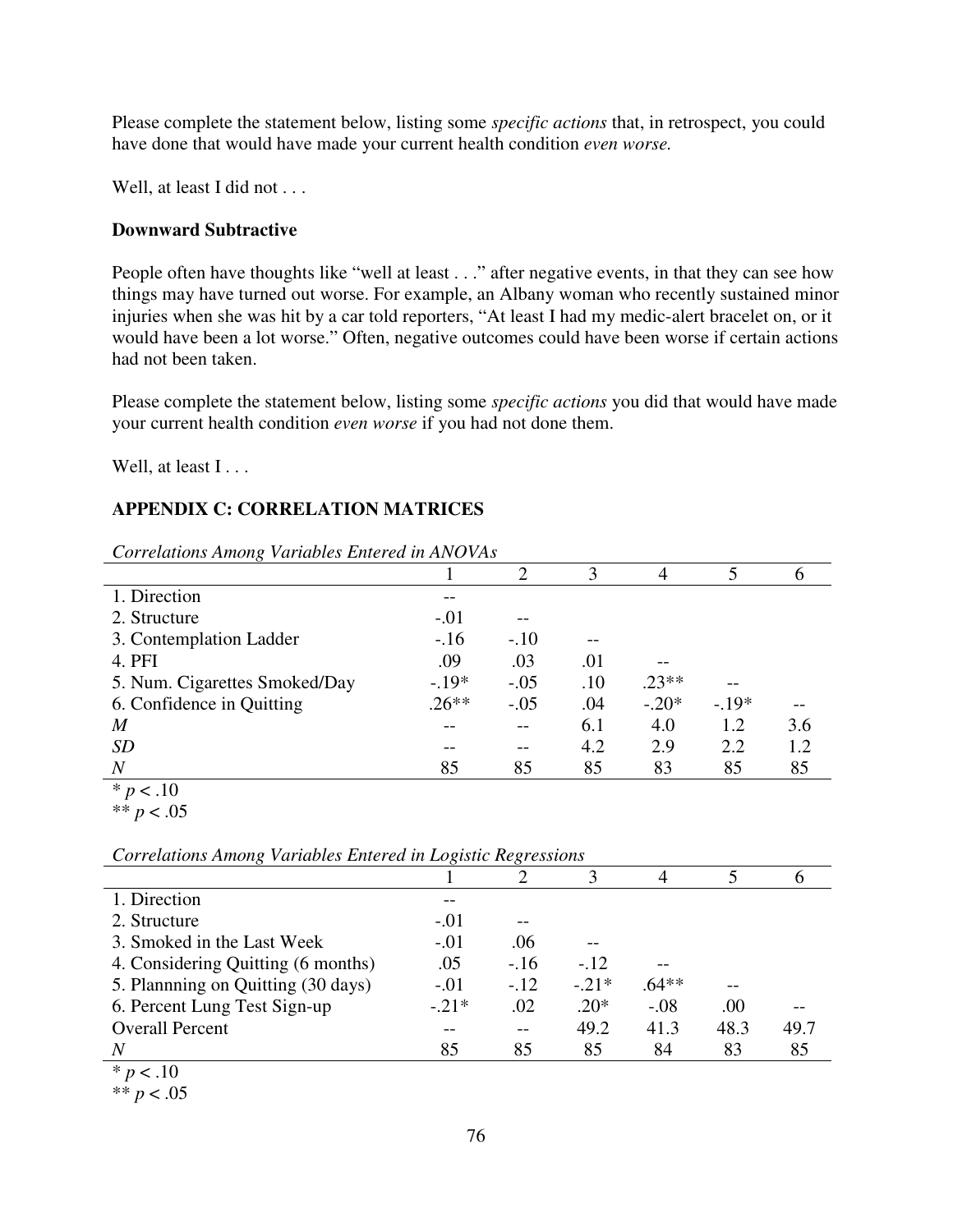Please complete the statement below, listing some *specific actions* that, in retrospect, you could have done that would have made your current health condition *even worse.*

Well, at least I did not . . .

**Downward Subtractive**

People often have thoughts like "well at least . . ." after negative events, in that they can see how things may have turned out worse. For example, an Albany woman who recently sustained minor injuries when she was hit by a car told reporters, "At least I had my medic-alert bracelet on, or it would have been a lot worse." Often, negative outcomes could have been worse if certain actions had not been taken.

Please complete the statement below, listing some *specific actions* you did that would have made your current health condition *even worse* if you had not done them.

Well, at least I . . .

## APPENDIX C: CORRELATION MATRICES

*Correlations Among Variables Entered in ANOVAs*

| | 1 | 2 | 3 | 4 | 5 | 6 |
|---|---|---|---|---|---|---|
| 1. Direction | -- | | | | | |
| 2. Structure | -.01 | -- | | | | |
| 3. Contemplation Ladder | -.16 | -.10 | -- | | | |
| 4. PFI | .09 | .03 | .01 | -- | | |
| 5. Num. Cigarettes Smoked/Day | -.19* | -.05 | .10 | .23** | -- | |
| 6. Confidence in Quitting | .26** | -.05 | .04 | -.20* | -.19* | -- |
| *M* | -- | -- | 6.1 | 4.0 | 1.2 | 3.6 |
| *SD* | -- | -- | 4.2 | 2.9 | 2.2 | 1.2 |
| *N* | 85 | 85 | 85 | 83 | 85 | 85 |

* $p < .10$

** $p < .05$

*Correlations Among Variables Entered in Logistic Regressions*

| | 1 | 2 | 3 | 4 | 5 | 6 |
|---|---|---|---|---|---|---|
| 1. Direction | -- | | | | | |
| 2. Structure | -.01 | -- | | | | |
| 3. Smoked in the Last Week | -.01 | .06 | -- | | | |
| 4. Considering Quitting (6 months) | .05 | -.16 | -.12 | -- | | |
| 5. Plannning on Quitting (30 days) | -.01 | -.12 | -.21* | .64** | -- | |
| 6. Percent Lung Test Sign-up | -.21* | .02 | .20* | -.08 | .00 | -- |
| Overall Percent | -- | -- | 49.2 | 41.3 | 48.3 | 49.7 |
| *N* | 85 | 85 | 85 | 84 | 83 | 85 |

* $p < .10$

** $p < .05$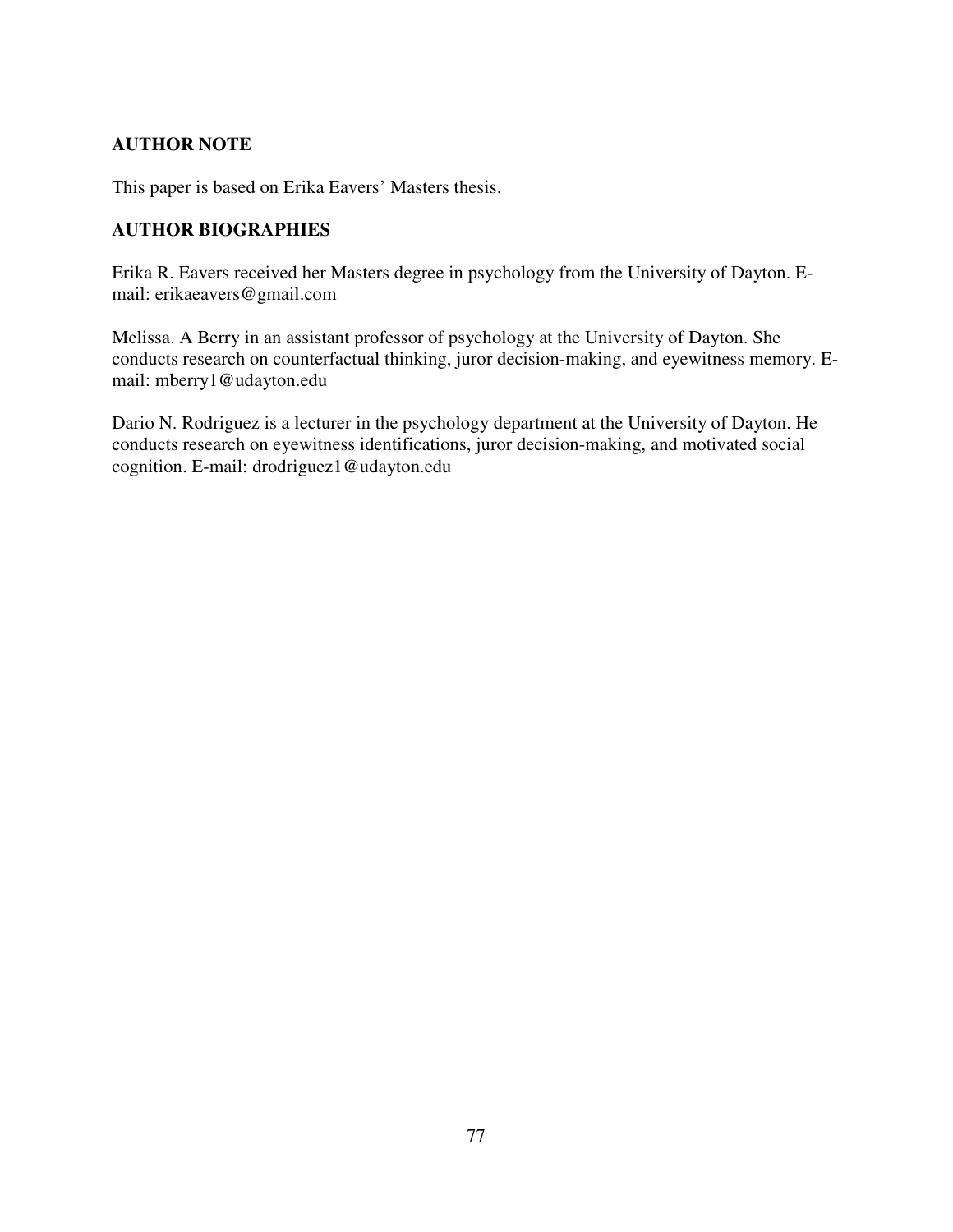## AUTHOR NOTE

This paper is based on Erika Eavers' Masters thesis.

## AUTHOR BIOGRAPHIES

Erika R. Eavers received her Masters degree in psychology from the University of Dayton. E-mail: erikaeavers@gmail.com

Melissa. A Berry in an assistant professor of psychology at the University of Dayton. She conducts research on counterfactual thinking, juror decision-making, and eyewitness memory. E-mail: mberry1@udayton.edu

Dario N. Rodriguez is a lecturer in the psychology department at the University of Dayton. He conducts research on eyewitness identifications, juror decision-making, and motivated social cognition. E-mail: drodriguez1@udayton.edu